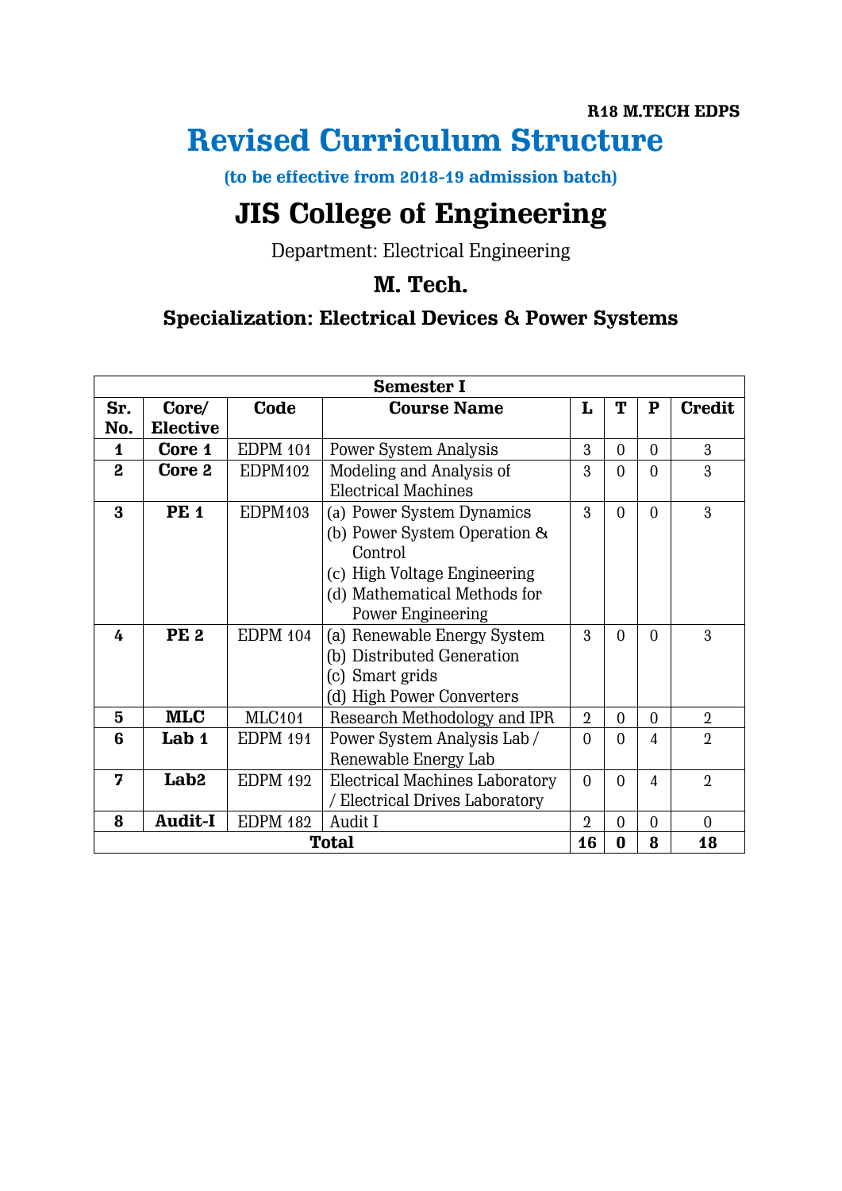**R18 M.TECH EDPS**

# Revised Curriculum Structure

**(to be effective from 2018-19 admission batch)**

# JIS College of Engineering

Department: Electrical Engineering

## M. Tech.

### Specialization: Electrical Devices & Power Systems

| **Semester I** | | | | | | | |
|---|---|---|---|---|---|---|---|
| **Sr. No.** | **Core/ Elective** | **Code** | **Course Name** | **L** | **T** | **P** | **Credit** |
| **1** | **Core 1** | EDPM 101 | Power System Analysis | 3 | 0 | 0 | 3 |
| **2** | **Core 2** | EDPM102 | Modeling and Analysis of Electrical Machines | 3 | 0 | 0 | 3 |
| **3** | **PE 1** | EDPM103 | (a) Power System Dynamics<br>(b) Power System Operation & Control<br>(c) High Voltage Engineering<br>(d) Mathematical Methods for Power Engineering | 3 | 0 | 0 | 3 |
| **4** | **PE 2** | EDPM 104 | (a) Renewable Energy System<br>(b) Distributed Generation<br>(c) Smart grids<br>(d) High Power Converters | 3 | 0 | 0 | 3 |
| **5** | **MLC** | MLC101 | Research Methodology and IPR | 2 | 0 | 0 | 2 |
| **6** | **Lab 1** | EDPM 191 | Power System Analysis Lab / Renewable Energy Lab | 0 | 0 | 4 | 2 |
| **7** | **Lab2** | EDPM 192 | Electrical Machines Laboratory / Electrical Drives Laboratory | 0 | 0 | 4 | 2 |
| **8** | **Audit-I** | EDPM 182 | Audit I | 2 | 0 | 0 | 0 |
| **Total** | | | | **16** | **0** | **8** | **18** |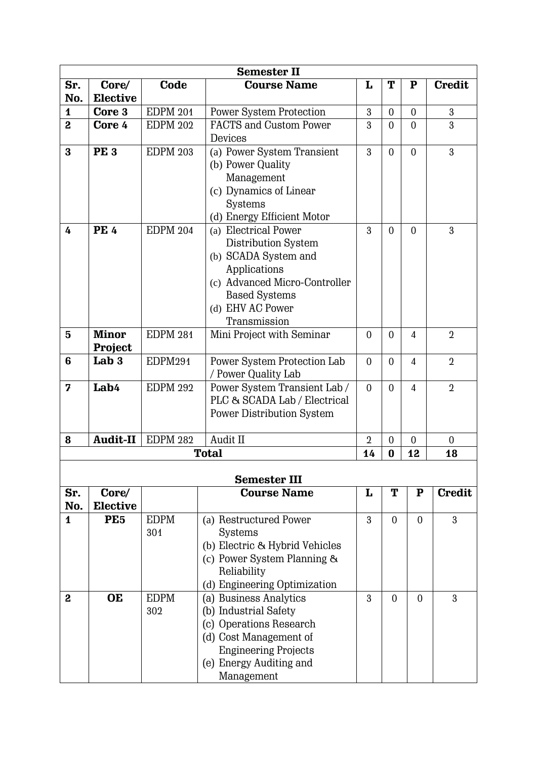| Semester II | | | | | | | |
|---|---|---|---|---|---|---|---|
| **Sr. No.** | **Core/ Elective** | **Code** | **Course Name** | **L** | **T** | **P** | **Credit** |
| **1** | **Core 3** | EDPM 201 | Power System Protection | 3 | 0 | 0 | 3 |
| **2** | **Core 4** | EDPM 202 | FACTS and Custom Power Devices | 3 | 0 | 0 | 3 |
| **3** | **PE 3** | EDPM 203 | (a) Power System Transient<br>(b) Power Quality Management<br>(c) Dynamics of Linear Systems<br>(d) Energy Efficient Motor | 3 | 0 | 0 | 3 |
| **4** | **PE 4** | EDPM 204 | (a) Electrical Power Distribution System<br>(b) SCADA System and Applications<br>(c) Advanced Micro-Controller Based Systems<br>(d) EHV AC Power Transmission | 3 | 0 | 0 | 3 |
| **5** | **Minor Project** | EDPM 281 | Mini Project with Seminar | 0 | 0 | 4 | 2 |
| **6** | **Lab 3** | EDPM291 | Power System Protection Lab / Power Quality Lab | 0 | 0 | 4 | 2 |
| **7** | **Lab4** | EDPM 292 | Power System Transient Lab / PLC & SCADA Lab / Electrical Power Distribution System | 0 | 0 | 4 | 2 |
| **8** | **Audit-II** | EDPM 282 | Audit II | 2 | 0 | 0 | 0 |
| **Total** | | | | **14** | **0** | **12** | **18** |

| Semester III | | | | | | | |
|---|---|---|---|---|---|---|---|
| **Sr. No.** | **Core/ Elective** | | **Course Name** | **L** | **T** | **P** | **Credit** |
| **1** | **PE5** | EDPM 301 | (a) Restructured Power Systems<br>(b) Electric & Hybrid Vehicles<br>(c) Power System Planning & Reliability<br>(d) Engineering Optimization | 3 | 0 | 0 | 3 |
| **2** | **OE** | EDPM 302 | (a) Business Analytics<br>(b) Industrial Safety<br>(c) Operations Research<br>(d) Cost Management of Engineering Projects<br>(e) Energy Auditing and Management | 3 | 0 | 0 | 3 |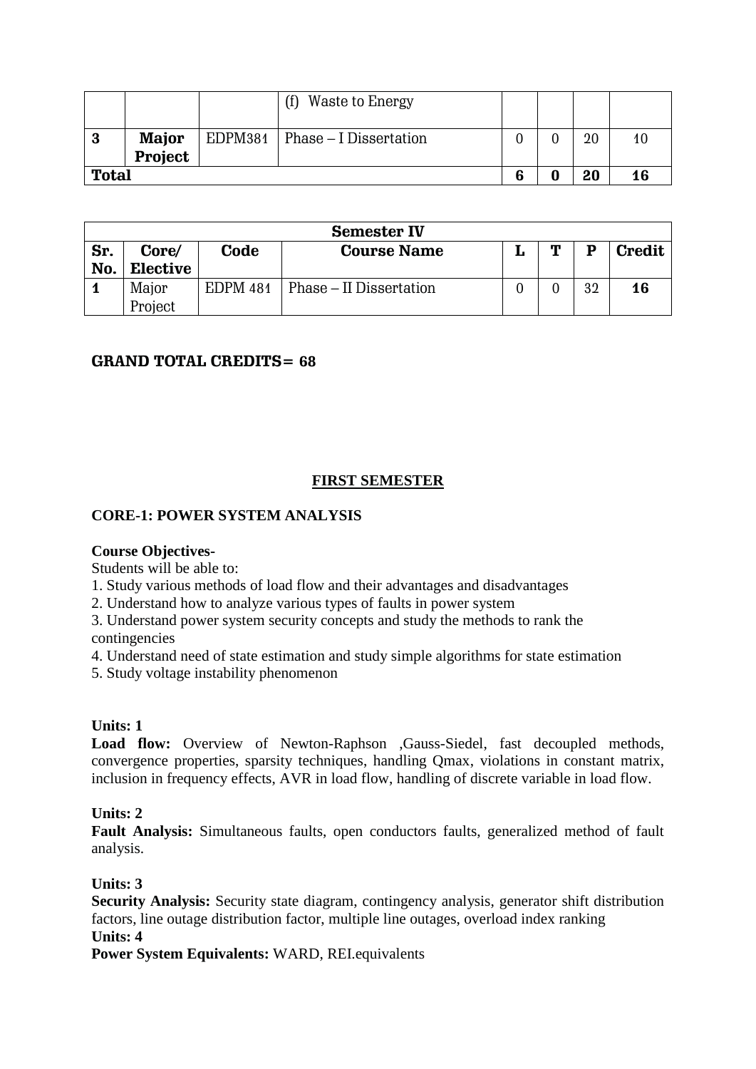| | | | | | | | |
|---|---|---|---|---|---|---|---|
| | | | (f) Waste to Energy | | | | |
| **3** | **Major Project** | EDPM381 | Phase – I Dissertation | 0 | 0 | 20 | 10 |
| **Total** | | | | **6** | **0** | **20** | **16** |

| **Semester IV** | | | | | | | |
|---|---|---|---|---|---|---|---|
| **Sr. No.** | **Core/ Elective** | **Code** | **Course Name** | **L** | **T** | **P** | **Credit** |
| **1** | Major Project | EDPM 481 | Phase – II Dissertation | 0 | 0 | 32 | **16** |

**GRAND TOTAL CREDITS= 68**

## FIRST SEMESTER

### CORE-1: POWER SYSTEM ANALYSIS

**Course Objectives-**

Students will be able to:

1. Study various methods of load flow and their advantages and disadvantages
2. Understand how to analyze various types of faults in power system
3. Understand power system security concepts and study the methods to rank the contingencies
4. Understand need of state estimation and study simple algorithms for state estimation
5. Study voltage instability phenomenon

**Units: 1**

**Load flow:** Overview of Newton-Raphson ,Gauss-Siedel, fast decoupled methods, convergence properties, sparsity techniques, handling Qmax, violations in constant matrix, inclusion in frequency effects, AVR in load flow, handling of discrete variable in load flow.

**Units: 2**

**Fault Analysis:** Simultaneous faults, open conductors faults, generalized method of fault analysis.

**Units: 3**

**Security Analysis:** Security state diagram, contingency analysis, generator shift distribution factors, line outage distribution factor, multiple line outages, overload index ranking

**Units: 4**

**Power System Equivalents:** WARD, REI.equivalents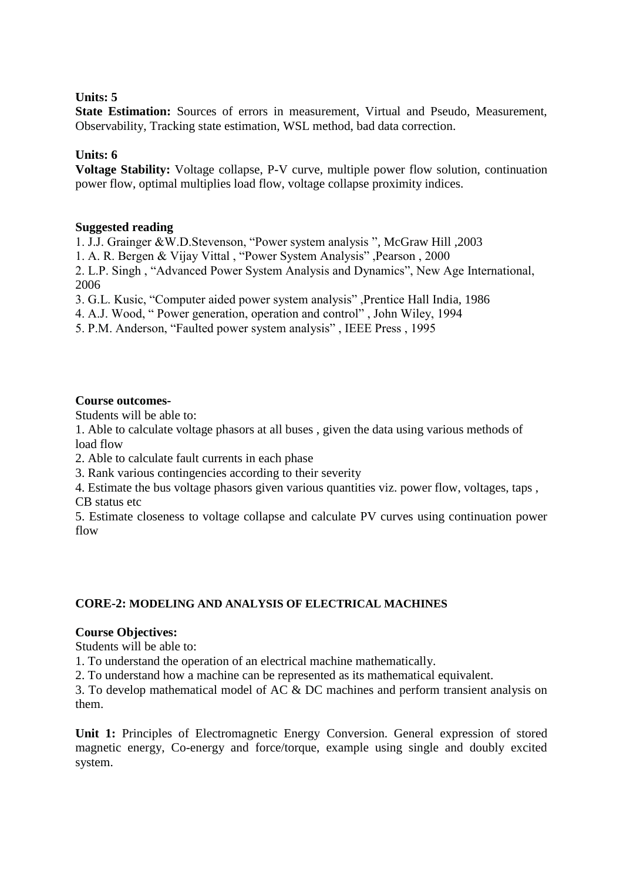**Units: 5**

**State Estimation:** Sources of errors in measurement, Virtual and Pseudo, Measurement, Observability, Tracking state estimation, WSL method, bad data correction.

**Units: 6**

**Voltage Stability:** Voltage collapse, P-V curve, multiple power flow solution, continuation power flow, optimal multiplies load flow, voltage collapse proximity indices.

**Suggested reading**

1. J.J. Grainger &W.D.Stevenson, "Power system analysis ", McGraw Hill ,2003
1. A. R. Bergen & Vijay Vittal , "Power System Analysis" ,Pearson , 2000
2. L.P. Singh , "Advanced Power System Analysis and Dynamics", New Age International, 2006
3. G.L. Kusic, "Computer aided power system analysis" ,Prentice Hall India, 1986
4. A.J. Wood, " Power generation, operation and control" , John Wiley, 1994
5. P.M. Anderson, "Faulted power system analysis" , IEEE Press , 1995

**Course outcomes-**

Students will be able to:

1. Able to calculate voltage phasors at all buses , given the data using various methods of load flow
2. Able to calculate fault currents in each phase
3. Rank various contingencies according to their severity
4. Estimate the bus voltage phasors given various quantities viz. power flow, voltages, taps , CB status etc
5. Estimate closeness to voltage collapse and calculate PV curves using continuation power flow

**CORE-2: MODELING AND ANALYSIS OF ELECTRICAL MACHINES**

**Course Objectives:**

Students will be able to:

1. To understand the operation of an electrical machine mathematically.
2. To understand how a machine can be represented as its mathematical equivalent.
3. To develop mathematical model of AC & DC machines and perform transient analysis on them.

**Unit 1:** Principles of Electromagnetic Energy Conversion. General expression of stored magnetic energy, Co-energy and force/torque, example using single and doubly excited system.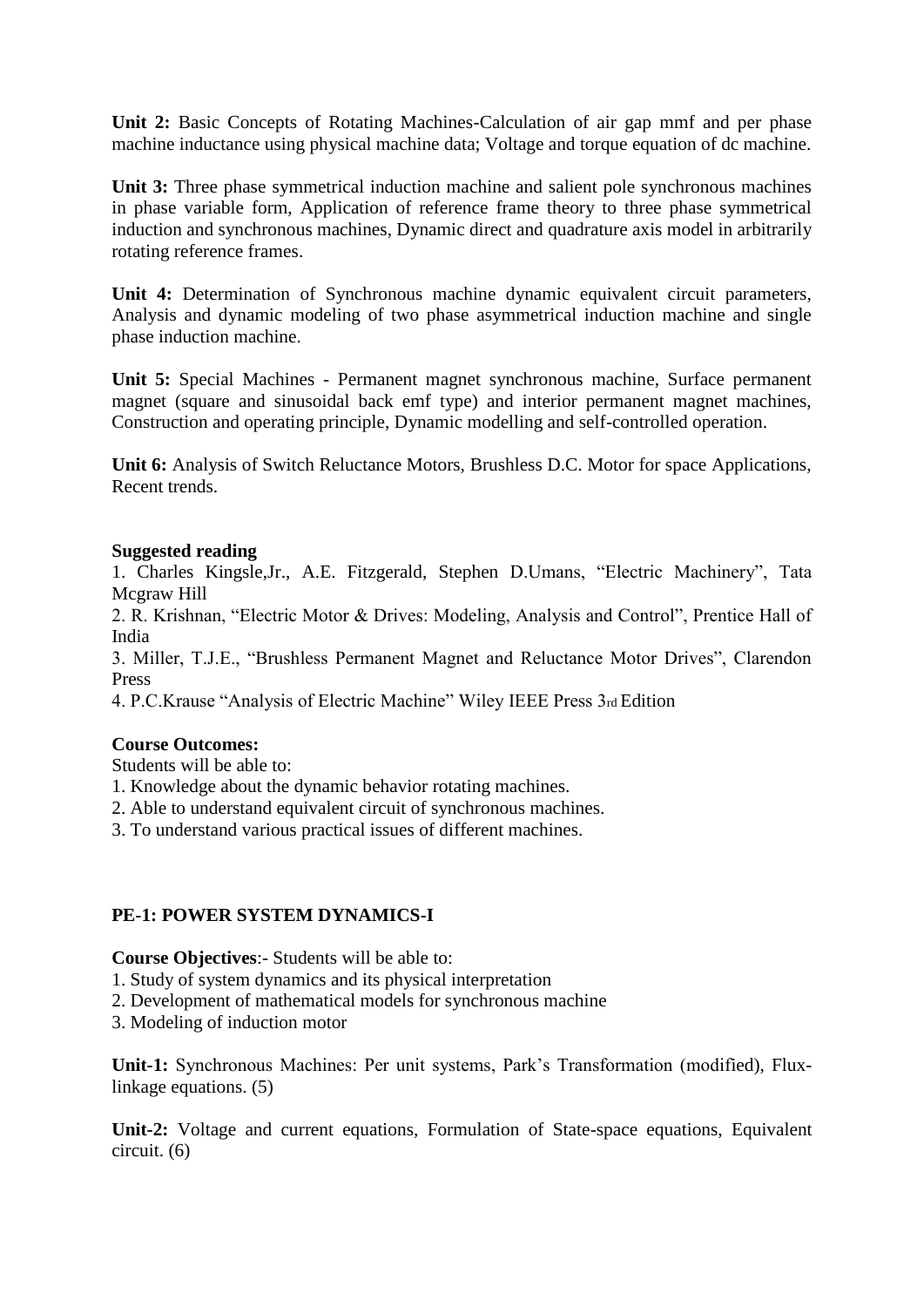**Unit 2:** Basic Concepts of Rotating Machines-Calculation of air gap mmf and per phase machine inductance using physical machine data; Voltage and torque equation of dc machine.

**Unit 3:** Three phase symmetrical induction machine and salient pole synchronous machines in phase variable form, Application of reference frame theory to three phase symmetrical induction and synchronous machines, Dynamic direct and quadrature axis model in arbitrarily rotating reference frames.

**Unit 4:** Determination of Synchronous machine dynamic equivalent circuit parameters, Analysis and dynamic modeling of two phase asymmetrical induction machine and single phase induction machine.

**Unit 5:** Special Machines - Permanent magnet synchronous machine, Surface permanent magnet (square and sinusoidal back emf type) and interior permanent magnet machines, Construction and operating principle, Dynamic modelling and self-controlled operation.

**Unit 6:** Analysis of Switch Reluctance Motors, Brushless D.C. Motor for space Applications, Recent trends.

**Suggested reading**

1. Charles Kingsle,Jr., A.E. Fitzgerald, Stephen D.Umans, "Electric Machinery", Tata Mcgraw Hill
2. R. Krishnan, "Electric Motor & Drives: Modeling, Analysis and Control", Prentice Hall of India
3. Miller, T.J.E., "Brushless Permanent Magnet and Reluctance Motor Drives", Clarendon Press
4. P.C.Krause "Analysis of Electric Machine" Wiley IEEE Press 3rd Edition

**Course Outcomes:**

Students will be able to:

1. Knowledge about the dynamic behavior rotating machines.
2. Able to understand equivalent circuit of synchronous machines.
3. To understand various practical issues of different machines.

## PE-1: POWER SYSTEM DYNAMICS-I

**Course Objectives**:- Students will be able to:

1. Study of system dynamics and its physical interpretation
2. Development of mathematical models for synchronous machine
3. Modeling of induction motor

**Unit-1:** Synchronous Machines: Per unit systems, Park's Transformation (modified), Flux-linkage equations. (5)

**Unit-2:** Voltage and current equations, Formulation of State-space equations, Equivalent circuit. (6)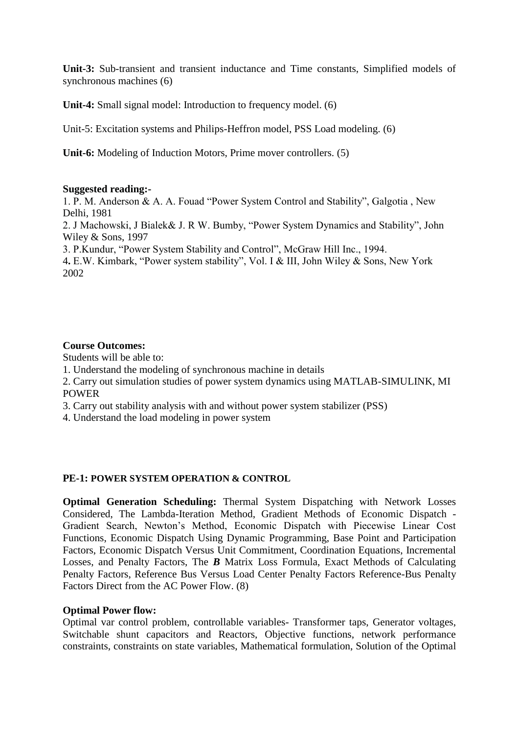**Unit-3:** Sub-transient and transient inductance and Time constants, Simplified models of synchronous machines (6)

**Unit-4:** Small signal model: Introduction to frequency model. (6)

Unit-5: Excitation systems and Philips-Heffron model, PSS Load modeling. (6)

**Unit-6:** Modeling of Induction Motors, Prime mover controllers. (5)

**Suggested reading:-**

1. P. M. Anderson & A. A. Fouad "Power System Control and Stability", Galgotia , New Delhi, 1981
2. J Machowski, J Bialek& J. R W. Bumby, "Power System Dynamics and Stability", John Wiley & Sons, 1997
3. P.Kundur, "Power System Stability and Control", McGraw Hill Inc., 1994.
4. E.W. Kimbark, "Power system stability", Vol. I & III, John Wiley & Sons, New York 2002

**Course Outcomes:**

Students will be able to:

1. Understand the modeling of synchronous machine in details
2. Carry out simulation studies of power system dynamics using MATLAB-SIMULINK, MI POWER
3. Carry out stability analysis with and without power system stabilizer (PSS)
4. Understand the load modeling in power system

### PE-1: POWER SYSTEM OPERATION & CONTROL

**Optimal Generation Scheduling:** Thermal System Dispatching with Network Losses Considered, The Lambda-Iteration Method, Gradient Methods of Economic Dispatch - Gradient Search, Newton's Method, Economic Dispatch with Piecewise Linear Cost Functions, Economic Dispatch Using Dynamic Programming, Base Point and Participation Factors, Economic Dispatch Versus Unit Commitment, Coordination Equations, Incremental Losses, and Penalty Factors, The ***B*** Matrix Loss Formula, Exact Methods of Calculating Penalty Factors, Reference Bus Versus Load Center Penalty Factors Reference-Bus Penalty Factors Direct from the AC Power Flow. (8)

**Optimal Power flow:**

Optimal var control problem, controllable variables- Transformer taps, Generator voltages, Switchable shunt capacitors and Reactors, Objective functions, network performance constraints, constraints on state variables, Mathematical formulation, Solution of the Optimal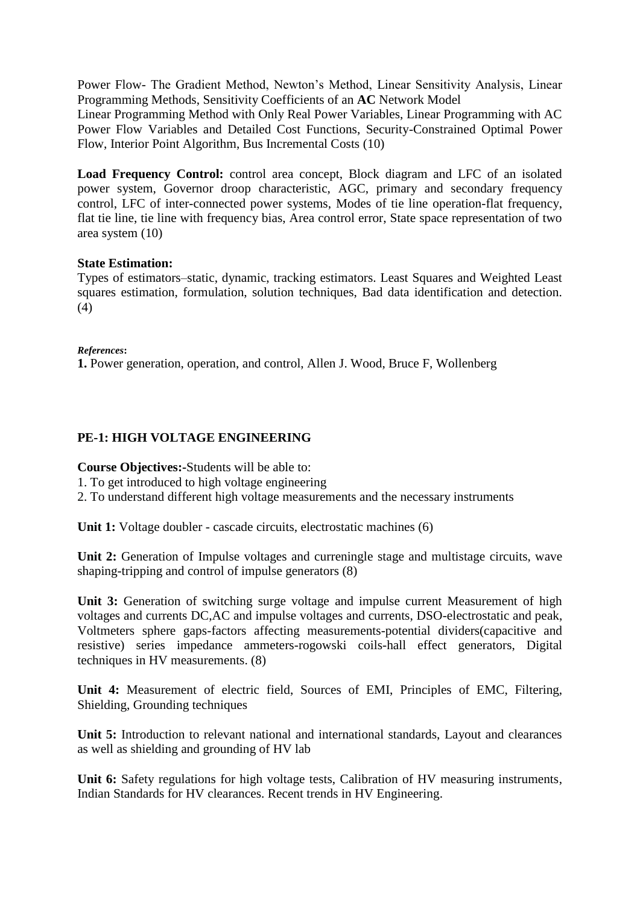Power Flow- The Gradient Method, Newton's Method, Linear Sensitivity Analysis, Linear Programming Methods, Sensitivity Coefficients of an **AC** Network Model
Linear Programming Method with Only Real Power Variables, Linear Programming with AC Power Flow Variables and Detailed Cost Functions, Security-Constrained Optimal Power Flow, Interior Point Algorithm, Bus Incremental Costs (10)

**Load Frequency Control:** control area concept, Block diagram and LFC of an isolated power system, Governor droop characteristic, AGC, primary and secondary frequency control, LFC of inter-connected power systems, Modes of tie line operation-flat frequency, flat tie line, tie line with frequency bias, Area control error, State space representation of two area system (10)

**State Estimation:**
Types of estimators–static, dynamic, tracking estimators. Least Squares and Weighted Least squares estimation, formulation, solution techniques, Bad data identification and detection. (4)

***References*:**
**1.** Power generation, operation, and control, Allen J. Wood, Bruce F, Wollenberg

## PE-1: HIGH VOLTAGE ENGINEERING

**Course Objectives:-**Students will be able to:
1. To get introduced to high voltage engineering
2. To understand different high voltage measurements and the necessary instruments

**Unit 1:** Voltage doubler - cascade circuits, electrostatic machines (6)

**Unit 2:** Generation of Impulse voltages and curreningle stage and multistage circuits, wave shaping-tripping and control of impulse generators (8)

**Unit 3:** Generation of switching surge voltage and impulse current Measurement of high voltages and currents DC,AC and impulse voltages and currents, DSO-electrostatic and peak, Voltmeters sphere gaps-factors affecting measurements-potential dividers(capacitive and resistive) series impedance ammeters-rogowski coils-hall effect generators, Digital techniques in HV measurements. (8)

**Unit 4:** Measurement of electric field, Sources of EMI, Principles of EMC, Filtering, Shielding, Grounding techniques

**Unit 5:** Introduction to relevant national and international standards, Layout and clearances as well as shielding and grounding of HV lab

**Unit 6:** Safety regulations for high voltage tests, Calibration of HV measuring instruments, Indian Standards for HV clearances. Recent trends in HV Engineering.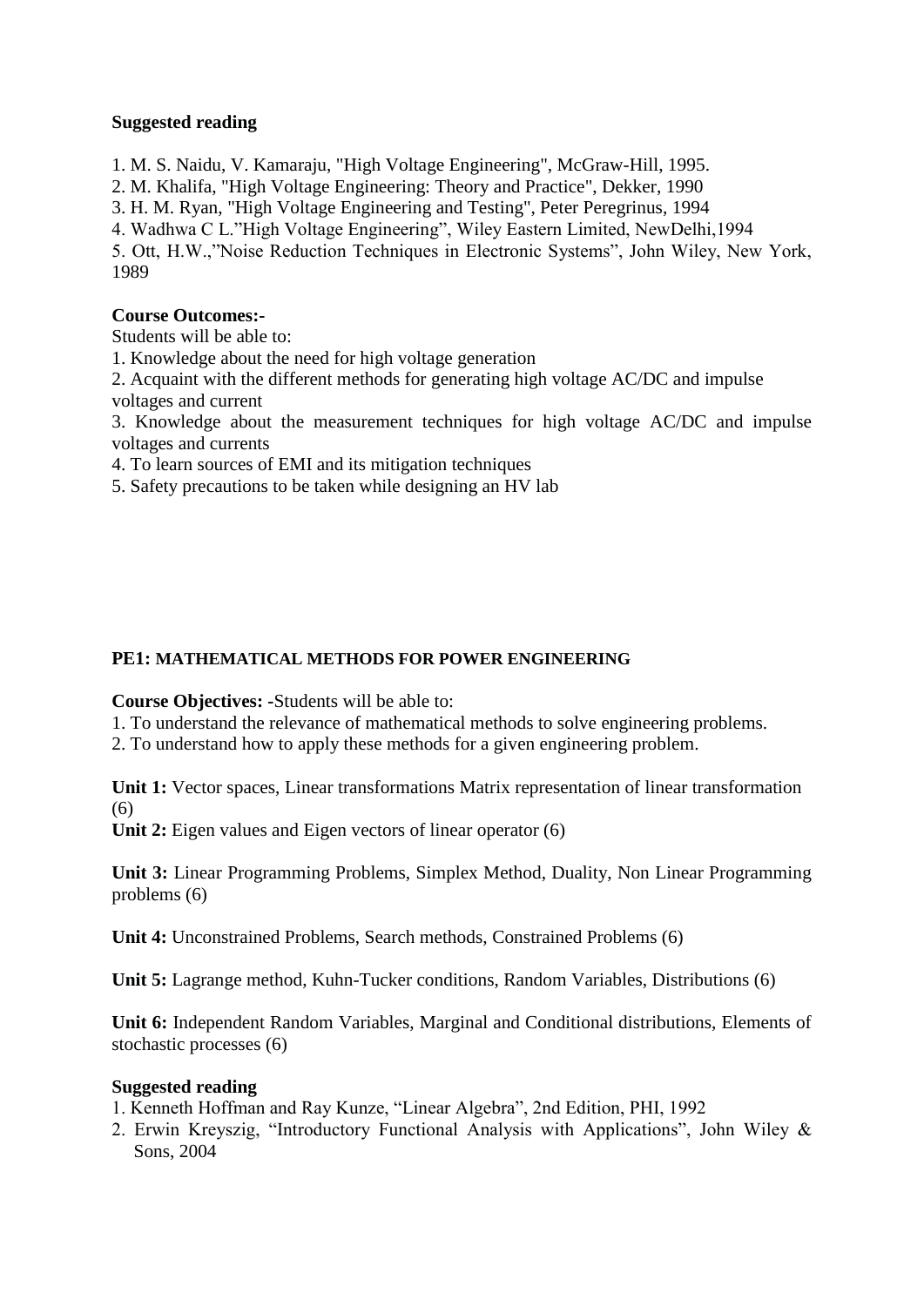**Suggested reading**

1. M. S. Naidu, V. Kamaraju, "High Voltage Engineering", McGraw-Hill, 1995.
2. M. Khalifa, "High Voltage Engineering: Theory and Practice", Dekker, 1990
3. H. M. Ryan, "High Voltage Engineering and Testing", Peter Peregrinus, 1994
4. Wadhwa C L."High Voltage Engineering", Wiley Eastern Limited, NewDelhi,1994
5. Ott, H.W.,"Noise Reduction Techniques in Electronic Systems", John Wiley, New York, 1989

**Course Outcomes:-**

Students will be able to:

1. Knowledge about the need for high voltage generation
2. Acquaint with the different methods for generating high voltage AC/DC and impulse voltages and current
3. Knowledge about the measurement techniques for high voltage AC/DC and impulse voltages and currents
4. To learn sources of EMI and its mitigation techniques
5. Safety precautions to be taken while designing an HV lab

## PE1: MATHEMATICAL METHODS FOR POWER ENGINEERING

**Course Objectives: -**Students will be able to:

1. To understand the relevance of mathematical methods to solve engineering problems.
2. To understand how to apply these methods for a given engineering problem.

**Unit 1:** Vector spaces, Linear transformations Matrix representation of linear transformation (6)

**Unit 2:** Eigen values and Eigen vectors of linear operator (6)

**Unit 3:** Linear Programming Problems, Simplex Method, Duality, Non Linear Programming problems (6)

**Unit 4:** Unconstrained Problems, Search methods, Constrained Problems (6)

**Unit 5:** Lagrange method, Kuhn-Tucker conditions, Random Variables, Distributions (6)

**Unit 6:** Independent Random Variables, Marginal and Conditional distributions, Elements of stochastic processes (6)

**Suggested reading**

1. Kenneth Hoffman and Ray Kunze, "Linear Algebra", 2nd Edition, PHI, 1992
2. Erwin Kreyszig, "Introductory Functional Analysis with Applications", John Wiley & Sons, 2004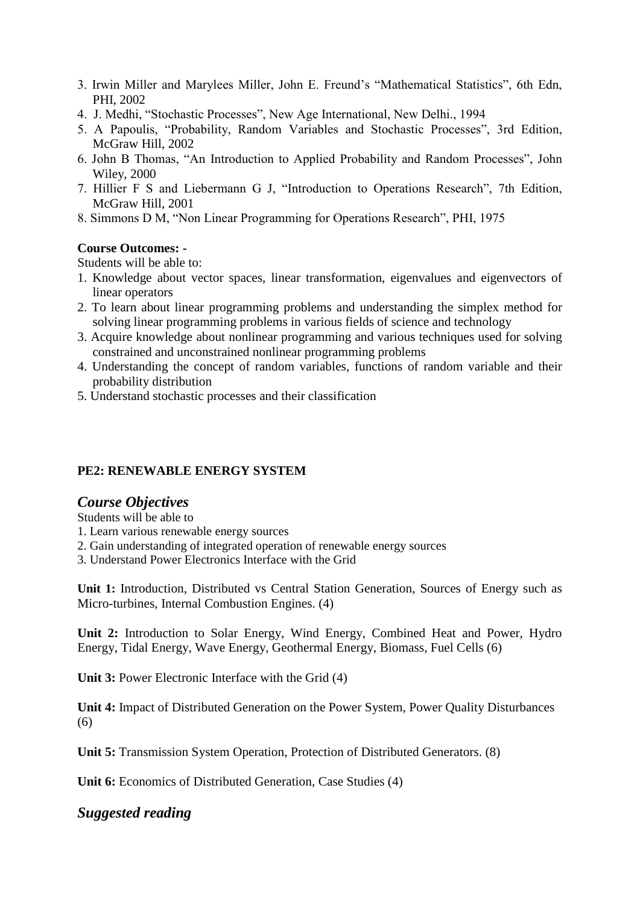3. Irwin Miller and Marylees Miller, John E. Freund's "Mathematical Statistics", 6th Edn, PHI, 2002
4. J. Medhi, "Stochastic Processes", New Age International, New Delhi., 1994
5. A Papoulis, "Probability, Random Variables and Stochastic Processes", 3rd Edition, McGraw Hill, 2002
6. John B Thomas, "An Introduction to Applied Probability and Random Processes", John Wiley, 2000
7. Hillier F S and Liebermann G J, "Introduction to Operations Research", 7th Edition, McGraw Hill, 2001
8. Simmons D M, "Non Linear Programming for Operations Research", PHI, 1975

**Course Outcomes: -**

Students will be able to:

1. Knowledge about vector spaces, linear transformation, eigenvalues and eigenvectors of linear operators
2. To learn about linear programming problems and understanding the simplex method for solving linear programming problems in various fields of science and technology
3. Acquire knowledge about nonlinear programming and various techniques used for solving constrained and unconstrained nonlinear programming problems
4. Understanding the concept of random variables, functions of random variable and their probability distribution
5. Understand stochastic processes and their classification

**PE2: RENEWABLE ENERGY SYSTEM**

## *Course Objectives*

Students will be able to

1. Learn various renewable energy sources
2. Gain understanding of integrated operation of renewable energy sources
3. Understand Power Electronics Interface with the Grid

**Unit 1:** Introduction, Distributed vs Central Station Generation, Sources of Energy such as Micro-turbines, Internal Combustion Engines. (4)

**Unit 2:** Introduction to Solar Energy, Wind Energy, Combined Heat and Power, Hydro Energy, Tidal Energy, Wave Energy, Geothermal Energy, Biomass, Fuel Cells (6)

**Unit 3:** Power Electronic Interface with the Grid (4)

**Unit 4:** Impact of Distributed Generation on the Power System, Power Quality Disturbances (6)

**Unit 5:** Transmission System Operation, Protection of Distributed Generators. (8)

**Unit 6:** Economics of Distributed Generation, Case Studies (4)

## *Suggested reading*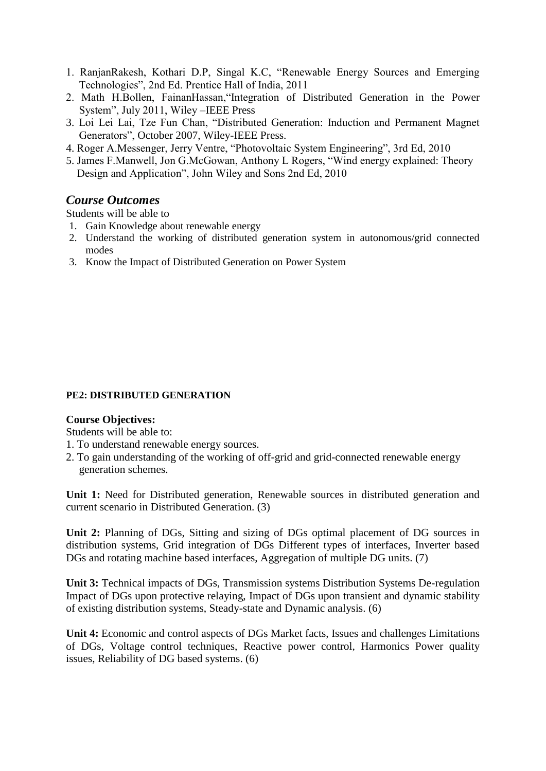1. RanjanRakesh, Kothari D.P, Singal K.C, “Renewable Energy Sources and Emerging Technologies”, 2nd Ed. Prentice Hall of India, 2011
2. Math H.Bollen, FainanHassan,“Integration of Distributed Generation in the Power System”, July 2011, Wiley –IEEE Press
3. Loi Lei Lai, Tze Fun Chan, “Distributed Generation: Induction and Permanent Magnet Generators”, October 2007, Wiley-IEEE Press.
4. Roger A.Messenger, Jerry Ventre, “Photovoltaic System Engineering”, 3rd Ed, 2010
5. James F.Manwell, Jon G.McGowan, Anthony L Rogers, “Wind energy explained: Theory Design and Application”, John Wiley and Sons 2nd Ed, 2010

## *Course Outcomes*

Students will be able to

1. Gain Knowledge about renewable energy
2. Understand the working of distributed generation system in autonomous/grid connected modes
3. Know the Impact of Distributed Generation on Power System

**PE2: DISTRIBUTED GENERATION**

**Course Objectives:**

Students will be able to:

1. To understand renewable energy sources.
2. To gain understanding of the working of off-grid and grid-connected renewable energy generation schemes.

**Unit 1:** Need for Distributed generation, Renewable sources in distributed generation and current scenario in Distributed Generation. (3)

**Unit 2:** Planning of DGs, Sitting and sizing of DGs optimal placement of DG sources in distribution systems, Grid integration of DGs Different types of interfaces, Inverter based DGs and rotating machine based interfaces, Aggregation of multiple DG units. (7)

**Unit 3:** Technical impacts of DGs, Transmission systems Distribution Systems De-regulation Impact of DGs upon protective relaying, Impact of DGs upon transient and dynamic stability of existing distribution systems, Steady-state and Dynamic analysis. (6)

**Unit 4:** Economic and control aspects of DGs Market facts, Issues and challenges Limitations of DGs, Voltage control techniques, Reactive power control, Harmonics Power quality issues, Reliability of DG based systems. (6)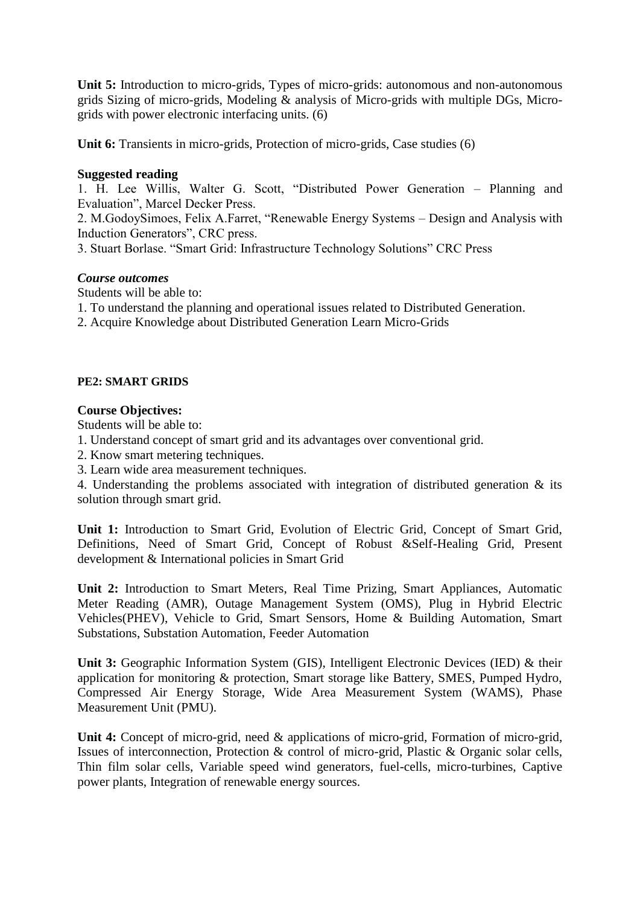**Unit 5:** Introduction to micro-grids, Types of micro-grids: autonomous and non-autonomous grids Sizing of micro-grids, Modeling & analysis of Micro-grids with multiple DGs, Micro-grids with power electronic interfacing units. (6)

**Unit 6:** Transients in micro-grids, Protection of micro-grids, Case studies (6)

**Suggested reading**

1. H. Lee Willis, Walter G. Scott, "Distributed Power Generation – Planning and Evaluation", Marcel Decker Press.
2. M.GodoySimoes, Felix A.Farret, "Renewable Energy Systems – Design and Analysis with Induction Generators", CRC press.
3. Stuart Borlase. "Smart Grid: Infrastructure Technology Solutions" CRC Press

***Course outcomes***

Students will be able to:

1. To understand the planning and operational issues related to Distributed Generation.
2. Acquire Knowledge about Distributed Generation Learn Micro-Grids

**PE2: SMART GRIDS**

**Course Objectives:**

Students will be able to:

1. Understand concept of smart grid and its advantages over conventional grid.
2. Know smart metering techniques.
3. Learn wide area measurement techniques.
4. Understanding the problems associated with integration of distributed generation & its solution through smart grid.

**Unit 1:** Introduction to Smart Grid, Evolution of Electric Grid, Concept of Smart Grid, Definitions, Need of Smart Grid, Concept of Robust &Self-Healing Grid, Present development & International policies in Smart Grid

**Unit 2:** Introduction to Smart Meters, Real Time Prizing, Smart Appliances, Automatic Meter Reading (AMR), Outage Management System (OMS), Plug in Hybrid Electric Vehicles(PHEV), Vehicle to Grid, Smart Sensors, Home & Building Automation, Smart Substations, Substation Automation, Feeder Automation

**Unit 3:** Geographic Information System (GIS), Intelligent Electronic Devices (IED) & their application for monitoring & protection, Smart storage like Battery, SMES, Pumped Hydro, Compressed Air Energy Storage, Wide Area Measurement System (WAMS), Phase Measurement Unit (PMU).

**Unit 4:** Concept of micro-grid, need & applications of micro-grid, Formation of micro-grid, Issues of interconnection, Protection & control of micro-grid, Plastic & Organic solar cells, Thin film solar cells, Variable speed wind generators, fuel-cells, micro-turbines, Captive power plants, Integration of renewable energy sources.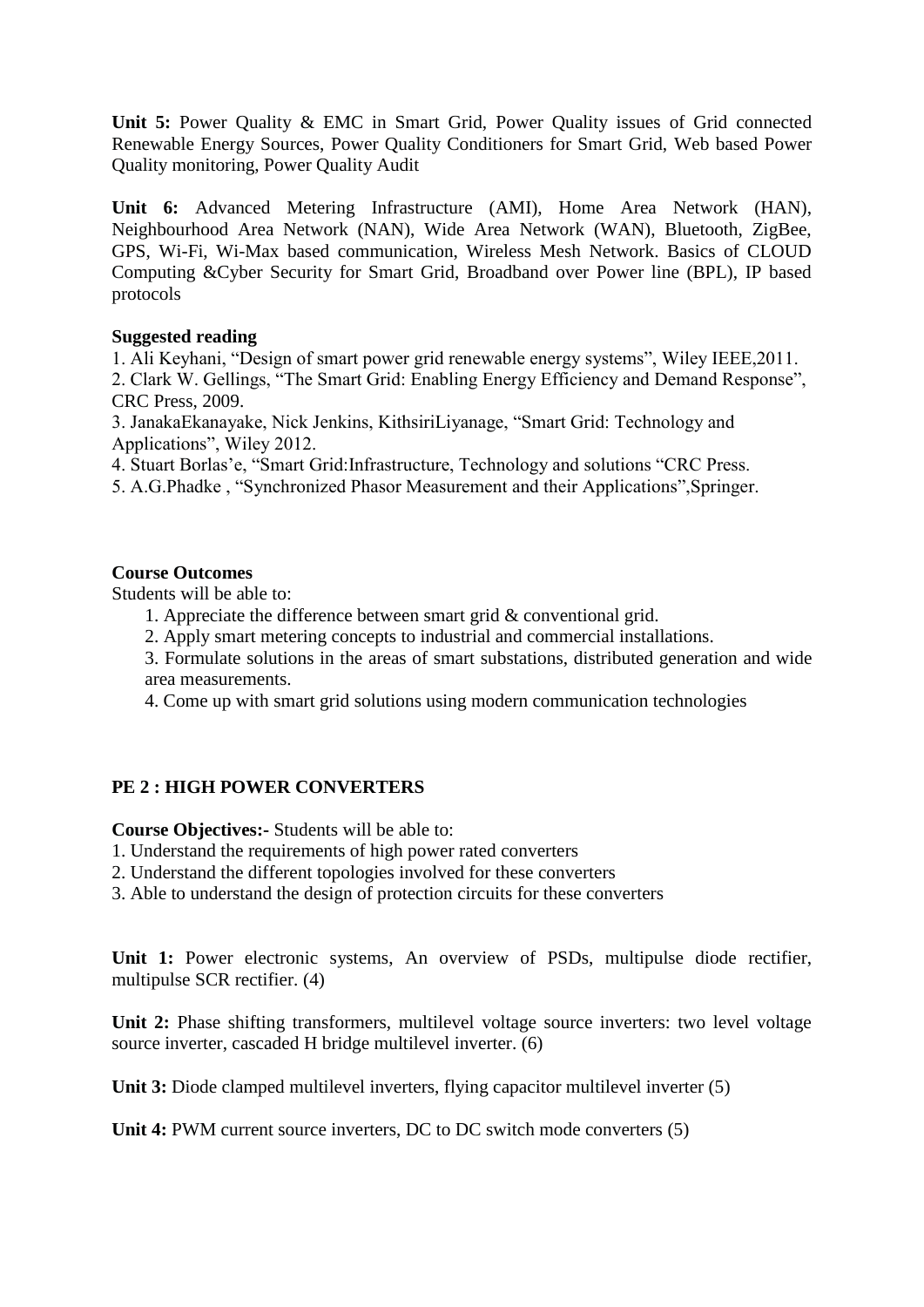**Unit 5:** Power Quality & EMC in Smart Grid, Power Quality issues of Grid connected Renewable Energy Sources, Power Quality Conditioners for Smart Grid, Web based Power Quality monitoring, Power Quality Audit

**Unit 6:** Advanced Metering Infrastructure (AMI), Home Area Network (HAN), Neighbourhood Area Network (NAN), Wide Area Network (WAN), Bluetooth, ZigBee, GPS, Wi-Fi, Wi-Max based communication, Wireless Mesh Network. Basics of CLOUD Computing &Cyber Security for Smart Grid, Broadband over Power line (BPL), IP based protocols

**Suggested reading**

1. Ali Keyhani, "Design of smart power grid renewable energy systems", Wiley IEEE,2011.
2. Clark W. Gellings, "The Smart Grid: Enabling Energy Efficiency and Demand Response", CRC Press, 2009.
3. JanakaEkanayake, Nick Jenkins, KithsiriLiyanage, "Smart Grid: Technology and Applications", Wiley 2012.
4. Stuart Borlas'e, "Smart Grid:Infrastructure, Technology and solutions "CRC Press.
5. A.G.Phadke , "Synchronized Phasor Measurement and their Applications",Springer.

**Course Outcomes**

Students will be able to:

1. Appreciate the difference between smart grid & conventional grid.
2. Apply smart metering concepts to industrial and commercial installations.
3. Formulate solutions in the areas of smart substations, distributed generation and wide area measurements.
4. Come up with smart grid solutions using modern communication technologies

## PE 2 : HIGH POWER CONVERTERS

**Course Objectives:-** Students will be able to:

1. Understand the requirements of high power rated converters
2. Understand the different topologies involved for these converters
3. Able to understand the design of protection circuits for these converters

**Unit 1:** Power electronic systems, An overview of PSDs, multipulse diode rectifier, multipulse SCR rectifier. (4)

**Unit 2:** Phase shifting transformers, multilevel voltage source inverters: two level voltage source inverter, cascaded H bridge multilevel inverter. (6)

**Unit 3:** Diode clamped multilevel inverters, flying capacitor multilevel inverter (5)

**Unit 4:** PWM current source inverters, DC to DC switch mode converters (5)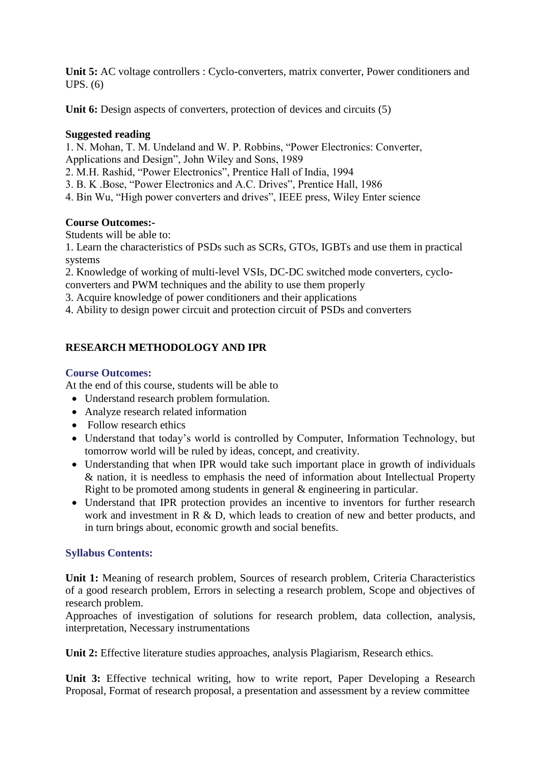**Unit 5:** AC voltage controllers : Cyclo-converters, matrix converter, Power conditioners and UPS. (6)

**Unit 6:** Design aspects of converters, protection of devices and circuits (5)

**Suggested reading**

1. N. Mohan, T. M. Undeland and W. P. Robbins, "Power Electronics: Converter, Applications and Design", John Wiley and Sons, 1989
2. M.H. Rashid, "Power Electronics", Prentice Hall of India, 1994
3. B. K .Bose, "Power Electronics and A.C. Drives", Prentice Hall, 1986
4. Bin Wu, "High power converters and drives", IEEE press, Wiley Enter science

**Course Outcomes:-**

Students will be able to:

1. Learn the characteristics of PSDs such as SCRs, GTOs, IGBTs and use them in practical systems
2. Knowledge of working of multi-level VSIs, DC-DC switched mode converters, cyclo-converters and PWM techniques and the ability to use them properly
3. Acquire knowledge of power conditioners and their applications
4. Ability to design power circuit and protection circuit of PSDs and converters

## RESEARCH METHODOLOGY AND IPR

### Course Outcomes:

At the end of this course, students will be able to

- Understand research problem formulation.
- Analyze research related information
- Follow research ethics
- Understand that today's world is controlled by Computer, Information Technology, but tomorrow world will be ruled by ideas, concept, and creativity.
- Understanding that when IPR would take such important place in growth of individuals & nation, it is needless to emphasis the need of information about Intellectual Property Right to be promoted among students in general & engineering in particular.
- Understand that IPR protection provides an incentive to inventors for further research work and investment in R & D, which leads to creation of new and better products, and in turn brings about, economic growth and social benefits.

### Syllabus Contents:

**Unit 1:** Meaning of research problem, Sources of research problem, Criteria Characteristics of a good research problem, Errors in selecting a research problem, Scope and objectives of research problem.

Approaches of investigation of solutions for research problem, data collection, analysis, interpretation, Necessary instrumentations

**Unit 2:** Effective literature studies approaches, analysis Plagiarism, Research ethics.

**Unit 3:** Effective technical writing, how to write report, Paper Developing a Research Proposal, Format of research proposal, a presentation and assessment by a review committee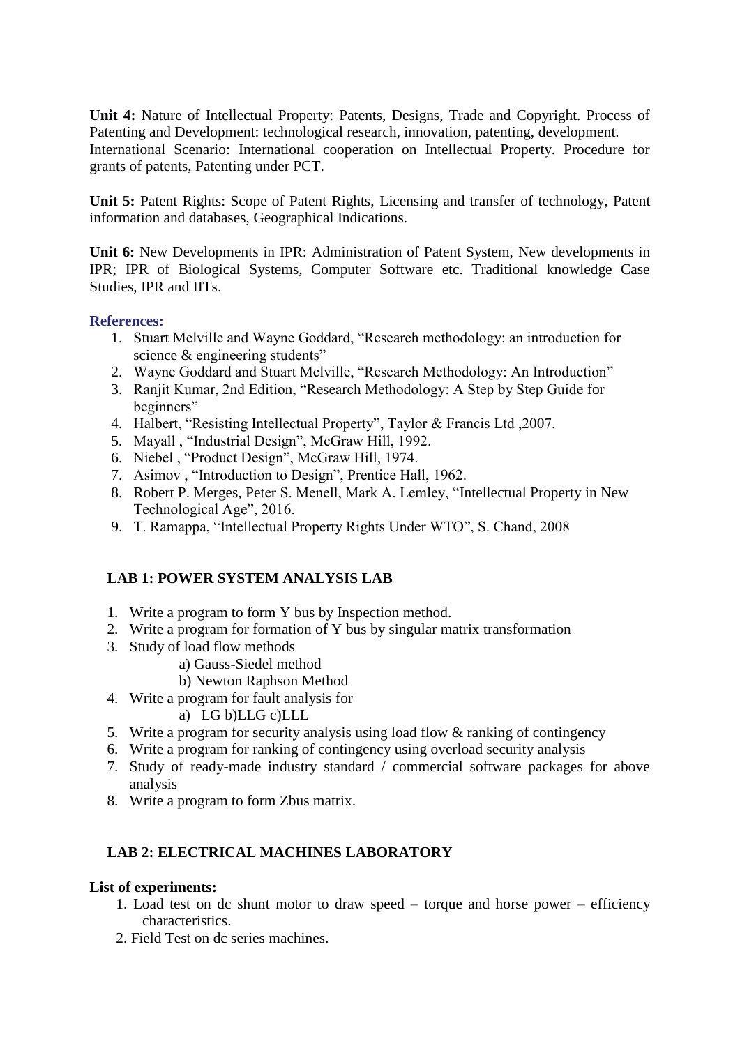**Unit 4:** Nature of Intellectual Property: Patents, Designs, Trade and Copyright. Process of Patenting and Development: technological research, innovation, patenting, development. International Scenario: International cooperation on Intellectual Property. Procedure for grants of patents, Patenting under PCT.

**Unit 5:** Patent Rights: Scope of Patent Rights, Licensing and transfer of technology, Patent information and databases, Geographical Indications.

**Unit 6:** New Developments in IPR: Administration of Patent System, New developments in IPR; IPR of Biological Systems, Computer Software etc. Traditional knowledge Case Studies, IPR and IITs.

**References:**

1. Stuart Melville and Wayne Goddard, “Research methodology: an introduction for science & engineering students”
2. Wayne Goddard and Stuart Melville, “Research Methodology: An Introduction”
3. Ranjit Kumar, 2nd Edition, “Research Methodology: A Step by Step Guide for beginners”
4. Halbert, “Resisting Intellectual Property”, Taylor & Francis Ltd ,2007.
5. Mayall , “Industrial Design”, McGraw Hill, 1992.
6. Niebel , “Product Design”, McGraw Hill, 1974.
7. Asimov , “Introduction to Design”, Prentice Hall, 1962.
8. Robert P. Merges, Peter S. Menell, Mark A. Lemley, “Intellectual Property in New Technological Age”, 2016.
9. T. Ramappa, “Intellectual Property Rights Under WTO”, S. Chand, 2008

## LAB 1: POWER SYSTEM ANALYSIS LAB

1. Write a program to form Y bus by Inspection method.
2. Write a program for formation of Y bus by singular matrix transformation
3. Study of load flow methods
   a) Gauss-Siedel method
   b) Newton Raphson Method
4. Write a program for fault analysis for
   a) LG b)LLG c)LLL
5. Write a program for security analysis using load flow & ranking of contingency
6. Write a program for ranking of contingency using overload security analysis
7. Study of ready-made industry standard / commercial software packages for above analysis
8. Write a program to form Zbus matrix.

## LAB 2: ELECTRICAL MACHINES LABORATORY

**List of experiments:**

1. Load test on dc shunt motor to draw speed – torque and horse power – efficiency characteristics.
2. Field Test on dc series machines.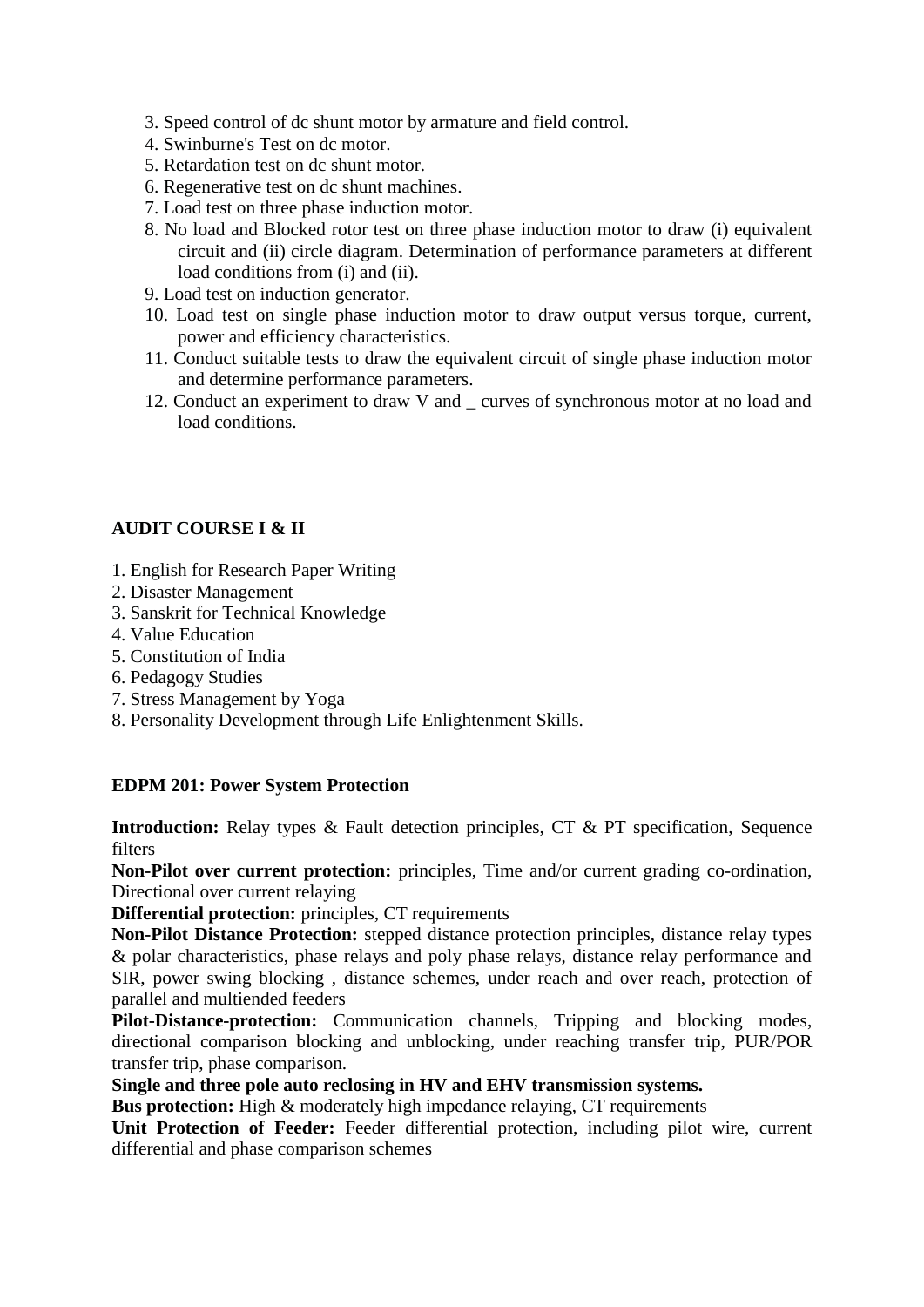3. Speed control of dc shunt motor by armature and field control.
4. Swinburne's Test on dc motor.
5. Retardation test on dc shunt motor.
6. Regenerative test on dc shunt machines.
7. Load test on three phase induction motor.
8. No load and Blocked rotor test on three phase induction motor to draw (i) equivalent circuit and (ii) circle diagram. Determination of performance parameters at different load conditions from (i) and (ii).
9. Load test on induction generator.
10. Load test on single phase induction motor to draw output versus torque, current, power and efficiency characteristics.
11. Conduct suitable tests to draw the equivalent circuit of single phase induction motor and determine performance parameters.
12. Conduct an experiment to draw V and _ curves of synchronous motor at no load and load conditions.

**AUDIT COURSE I & II**

1. English for Research Paper Writing
2. Disaster Management
3. Sanskrit for Technical Knowledge
4. Value Education
5. Constitution of India
6. Pedagogy Studies
7. Stress Management by Yoga
8. Personality Development through Life Enlightenment Skills.

**EDPM 201: Power System Protection**

**Introduction:** Relay types & Fault detection principles, CT & PT specification, Sequence filters

**Non-Pilot over current protection:** principles, Time and/or current grading co-ordination, Directional over current relaying

**Differential protection:** principles, CT requirements

**Non-Pilot Distance Protection:** stepped distance protection principles, distance relay types & polar characteristics, phase relays and poly phase relays, distance relay performance and SIR, power swing blocking , distance schemes, under reach and over reach, protection of parallel and multiended feeders

**Pilot-Distance-protection:** Communication channels, Tripping and blocking modes, directional comparison blocking and unblocking, under reaching transfer trip, PUR/POR transfer trip, phase comparison.

**Single and three pole auto reclosing in HV and EHV transmission systems.**

**Bus protection:** High & moderately high impedance relaying, CT requirements

**Unit Protection of Feeder:** Feeder differential protection, including pilot wire, current differential and phase comparison schemes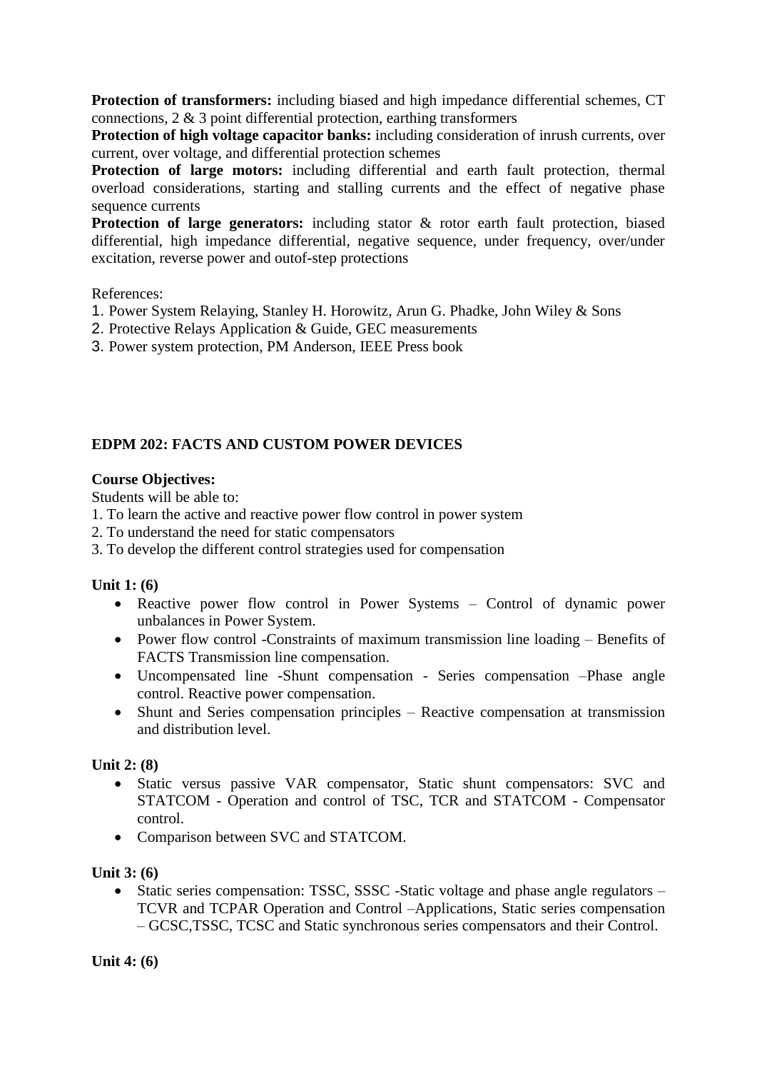**Protection of transformers:** including biased and high impedance differential schemes, CT connections, 2 & 3 point differential protection, earthing transformers

**Protection of high voltage capacitor banks:** including consideration of inrush currents, over current, over voltage, and differential protection schemes

**Protection of large motors:** including differential and earth fault protection, thermal overload considerations, starting and stalling currents and the effect of negative phase sequence currents

**Protection of large generators:** including stator & rotor earth fault protection, biased differential, high impedance differential, negative sequence, under frequency, over/under excitation, reverse power and outof-step protections

References:

1. Power System Relaying, Stanley H. Horowitz, Arun G. Phadke, John Wiley & Sons
2. Protective Relays Application & Guide, GEC measurements
3. Power system protection, PM Anderson, IEEE Press book

**EDPM 202: FACTS AND CUSTOM POWER DEVICES**

**Course Objectives:**

Students will be able to:

1. To learn the active and reactive power flow control in power system
2. To understand the need for static compensators
3. To develop the different control strategies used for compensation

**Unit 1: (6)**

- Reactive power flow control in Power Systems – Control of dynamic power unbalances in Power System.
- Power flow control -Constraints of maximum transmission line loading – Benefits of FACTS Transmission line compensation.
- Uncompensated line -Shunt compensation - Series compensation –Phase angle control. Reactive power compensation.
- Shunt and Series compensation principles – Reactive compensation at transmission and distribution level.

**Unit 2: (8)**

- Static versus passive VAR compensator, Static shunt compensators: SVC and STATCOM - Operation and control of TSC, TCR and STATCOM - Compensator control.
- Comparison between SVC and STATCOM.

**Unit 3: (6)**

- Static series compensation: TSSC, SSSC -Static voltage and phase angle regulators – TCVR and TCPAR Operation and Control –Applications, Static series compensation – GCSC,TSSC, TCSC and Static synchronous series compensators and their Control.

**Unit 4: (6)**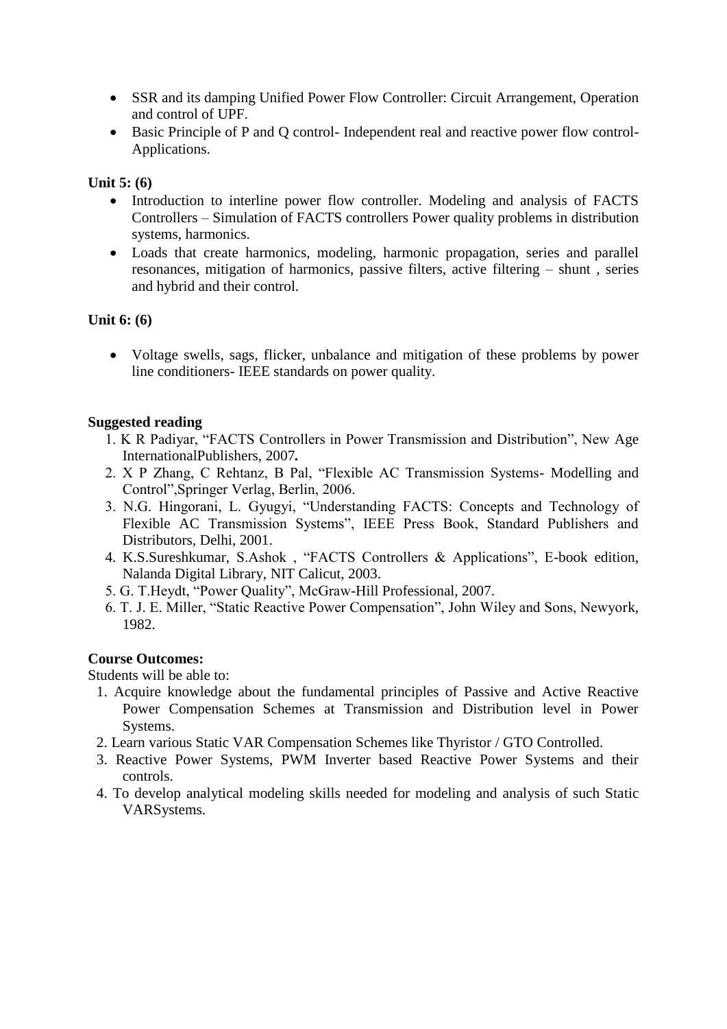- SSR and its damping Unified Power Flow Controller: Circuit Arrangement, Operation and control of UPF.
- Basic Principle of P and Q control- Independent real and reactive power flow control- Applications.

**Unit 5: (6)**

- Introduction to interline power flow controller. Modeling and analysis of FACTS Controllers – Simulation of FACTS controllers Power quality problems in distribution systems, harmonics.
- Loads that create harmonics, modeling, harmonic propagation, series and parallel resonances, mitigation of harmonics, passive filters, active filtering – shunt , series and hybrid and their control.

**Unit 6: (6)**

- Voltage swells, sags, flicker, unbalance and mitigation of these problems by power line conditioners- IEEE standards on power quality.

**Suggested reading**

1. K R Padiyar, "FACTS Controllers in Power Transmission and Distribution", New Age InternationalPublishers, 2007**.**
2. X P Zhang, C Rehtanz, B Pal, "Flexible AC Transmission Systems- Modelling and Control",Springer Verlag, Berlin, 2006.
3. N.G. Hingorani, L. Gyugyi, "Understanding FACTS: Concepts and Technology of Flexible AC Transmission Systems", IEEE Press Book, Standard Publishers and Distributors, Delhi, 2001.
4. K.S.Sureshkumar, S.Ashok , "FACTS Controllers & Applications", E-book edition, Nalanda Digital Library, NIT Calicut, 2003.
5. G. T.Heydt, "Power Quality", McGraw-Hill Professional, 2007.
6. T. J. E. Miller, "Static Reactive Power Compensation", John Wiley and Sons, Newyork, 1982.

**Course Outcomes:**

Students will be able to:

1. Acquire knowledge about the fundamental principles of Passive and Active Reactive Power Compensation Schemes at Transmission and Distribution level in Power Systems.
2. Learn various Static VAR Compensation Schemes like Thyristor / GTO Controlled.
3. Reactive Power Systems, PWM Inverter based Reactive Power Systems and their controls.
4. To develop analytical modeling skills needed for modeling and analysis of such Static VARSystems.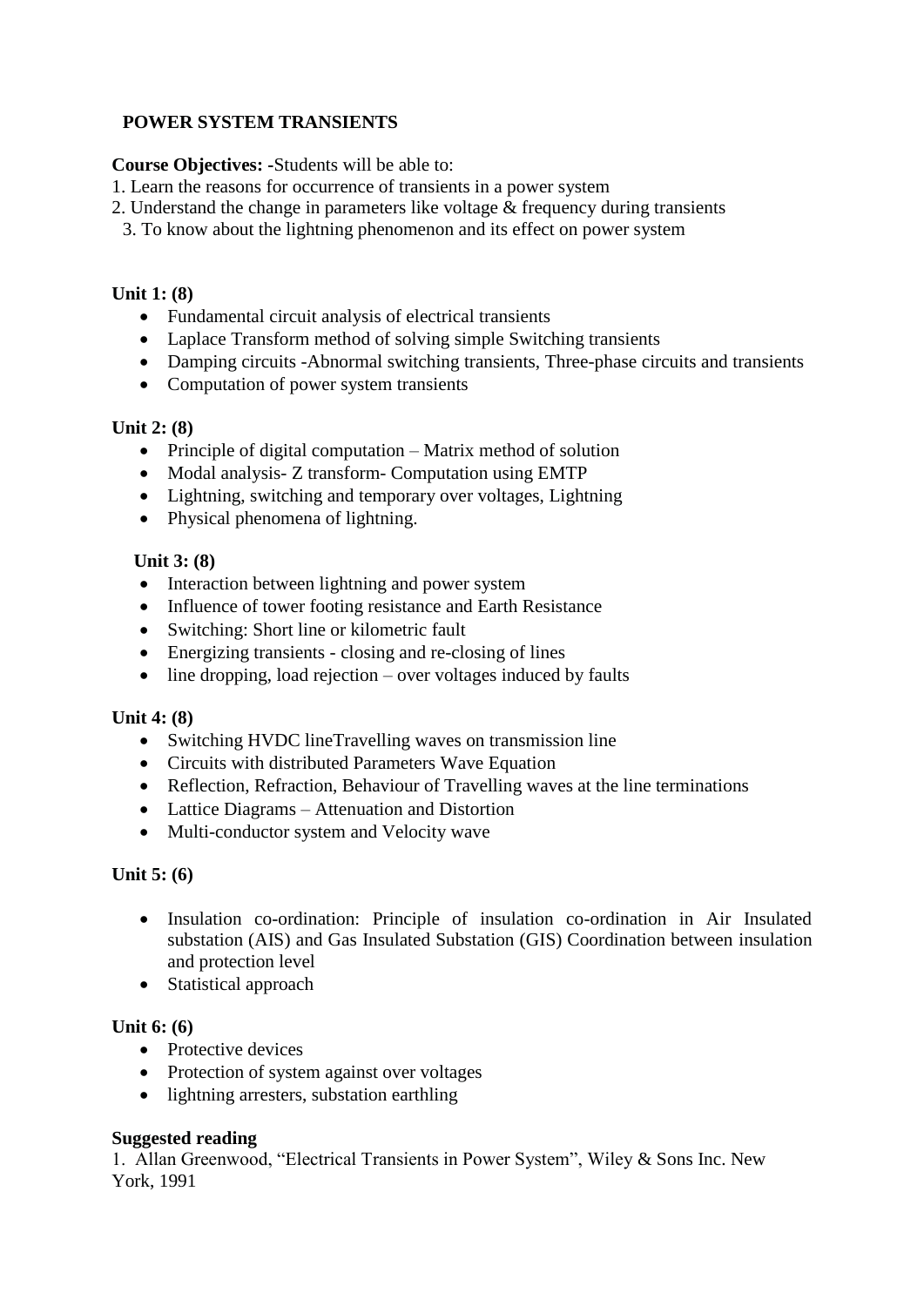## POWER SYSTEM TRANSIENTS

**Course Objectives: -**Students will be able to:

1. Learn the reasons for occurrence of transients in a power system
2. Understand the change in parameters like voltage & frequency during transients
3. To know about the lightning phenomenon and its effect on power system

**Unit 1: (8)**

- Fundamental circuit analysis of electrical transients
- Laplace Transform method of solving simple Switching transients
- Damping circuits -Abnormal switching transients, Three-phase circuits and transients
- Computation of power system transients

**Unit 2: (8)**

- Principle of digital computation – Matrix method of solution
- Modal analysis- Z transform- Computation using EMTP
- Lightning, switching and temporary over voltages, Lightning
- Physical phenomena of lightning.

**Unit 3: (8)**

- Interaction between lightning and power system
- Influence of tower footing resistance and Earth Resistance
- Switching: Short line or kilometric fault
- Energizing transients - closing and re-closing of lines
- line dropping, load rejection – over voltages induced by faults

**Unit 4: (8)**

- Switching HVDC lineTravelling waves on transmission line
- Circuits with distributed Parameters Wave Equation
- Reflection, Refraction, Behaviour of Travelling waves at the line terminations
- Lattice Diagrams – Attenuation and Distortion
- Multi-conductor system and Velocity wave

**Unit 5: (6)**

- Insulation co-ordination: Principle of insulation co-ordination in Air Insulated substation (AIS) and Gas Insulated Substation (GIS) Coordination between insulation and protection level
- Statistical approach

**Unit 6: (6)**

- Protective devices
- Protection of system against over voltages
- lightning arresters, substation earthling

**Suggested reading**

1. Allan Greenwood, "Electrical Transients in Power System", Wiley & Sons Inc. New York, 1991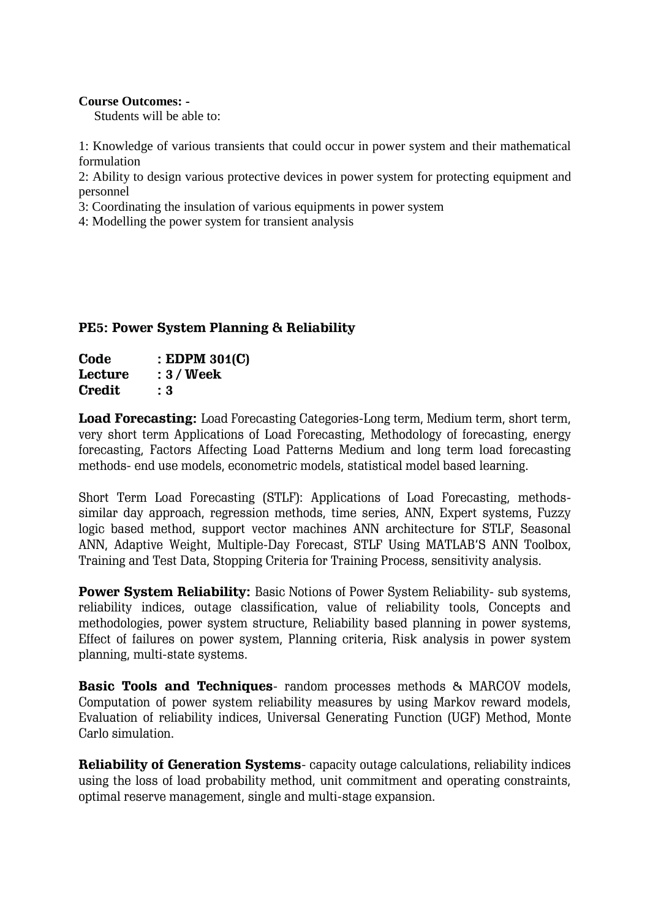**Course Outcomes: -**

Students will be able to:

1: Knowledge of various transients that could occur in power system and their mathematical formulation

2: Ability to design various protective devices in power system for protecting equipment and personnel

3: Coordinating the insulation of various equipments in power system

4: Modelling the power system for transient analysis

## PE5: Power System Planning & Reliability

**Code : EDPM 301(C)**
**Lecture : 3 / Week**
**Credit : 3**

**Load Forecasting:** Load Forecasting Categories-Long term, Medium term, short term, very short term Applications of Load Forecasting, Methodology of forecasting, energy forecasting, Factors Affecting Load Patterns Medium and long term load forecasting methods- end use models, econometric models, statistical model based learning.

Short Term Load Forecasting (STLF): Applications of Load Forecasting, methods- similar day approach, regression methods, time series, ANN, Expert systems, Fuzzy logic based method, support vector machines ANN architecture for STLF, Seasonal ANN, Adaptive Weight, Multiple-Day Forecast, STLF Using MATLAB'S ANN Toolbox, Training and Test Data, Stopping Criteria for Training Process, sensitivity analysis.

**Power System Reliability:** Basic Notions of Power System Reliability- sub systems, reliability indices, outage classification, value of reliability tools, Concepts and methodologies, power system structure, Reliability based planning in power systems, Effect of failures on power system, Planning criteria, Risk analysis in power system planning, multi-state systems.

**Basic Tools and Techniques**- random processes methods & MARCOV models, Computation of power system reliability measures by using Markov reward models, Evaluation of reliability indices, Universal Generating Function (UGF) Method, Monte Carlo simulation.

**Reliability of Generation Systems**- capacity outage calculations, reliability indices using the loss of load probability method, unit commitment and operating constraints, optimal reserve management, single and multi-stage expansion.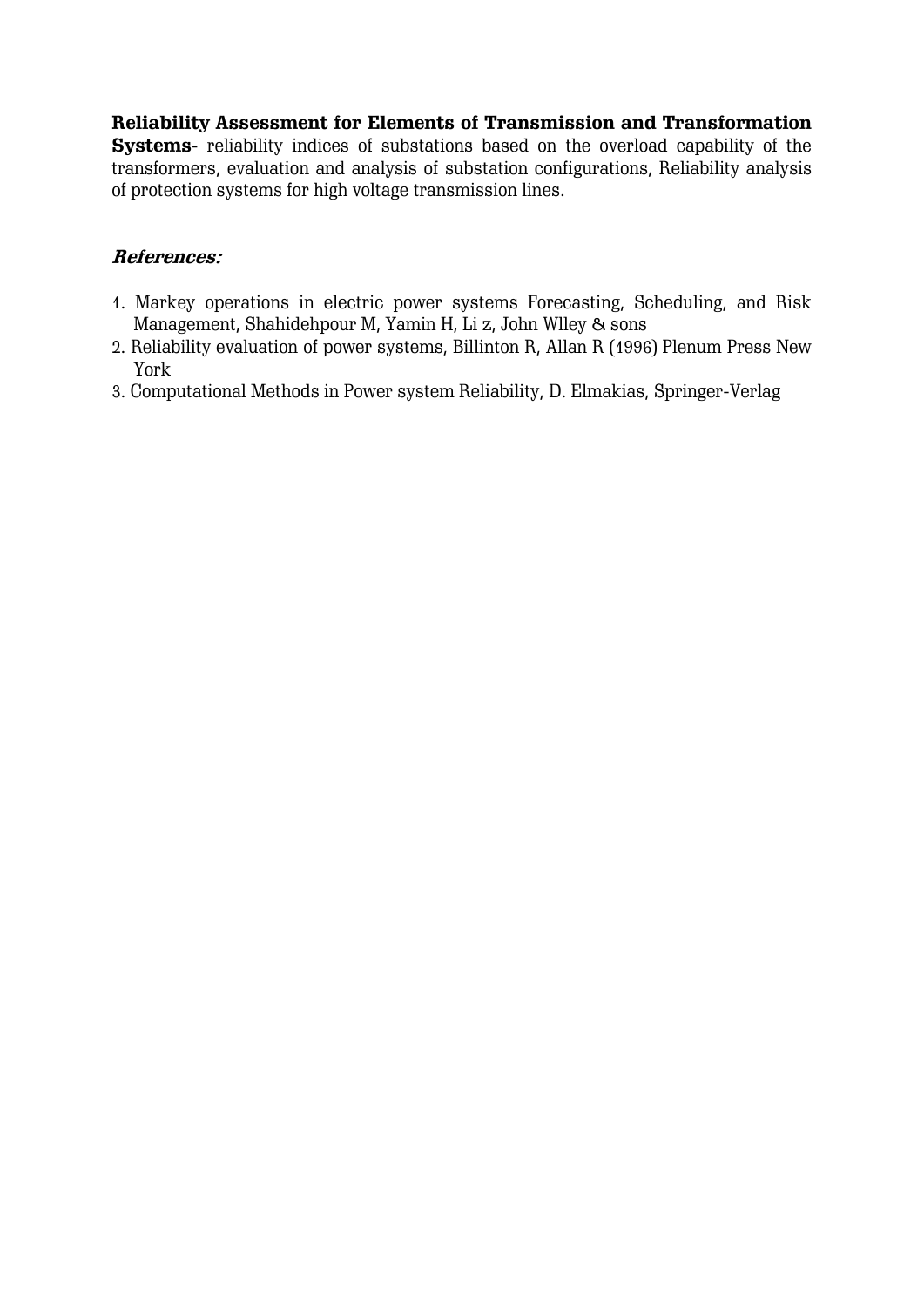**Reliability Assessment for Elements of Transmission and Transformation Systems**- reliability indices of substations based on the overload capability of the transformers, evaluation and analysis of substation configurations, Reliability analysis of protection systems for high voltage transmission lines.

***References:***

1. Markey operations in electric power systems Forecasting, Scheduling, and Risk Management, Shahidehpour M, Yamin H, Li z, John Wlley & sons
2. Reliability evaluation of power systems, Billinton R, Allan R (1996) Plenum Press New York
3. Computational Methods in Power system Reliability, D. Elmakias, Springer-Verlag